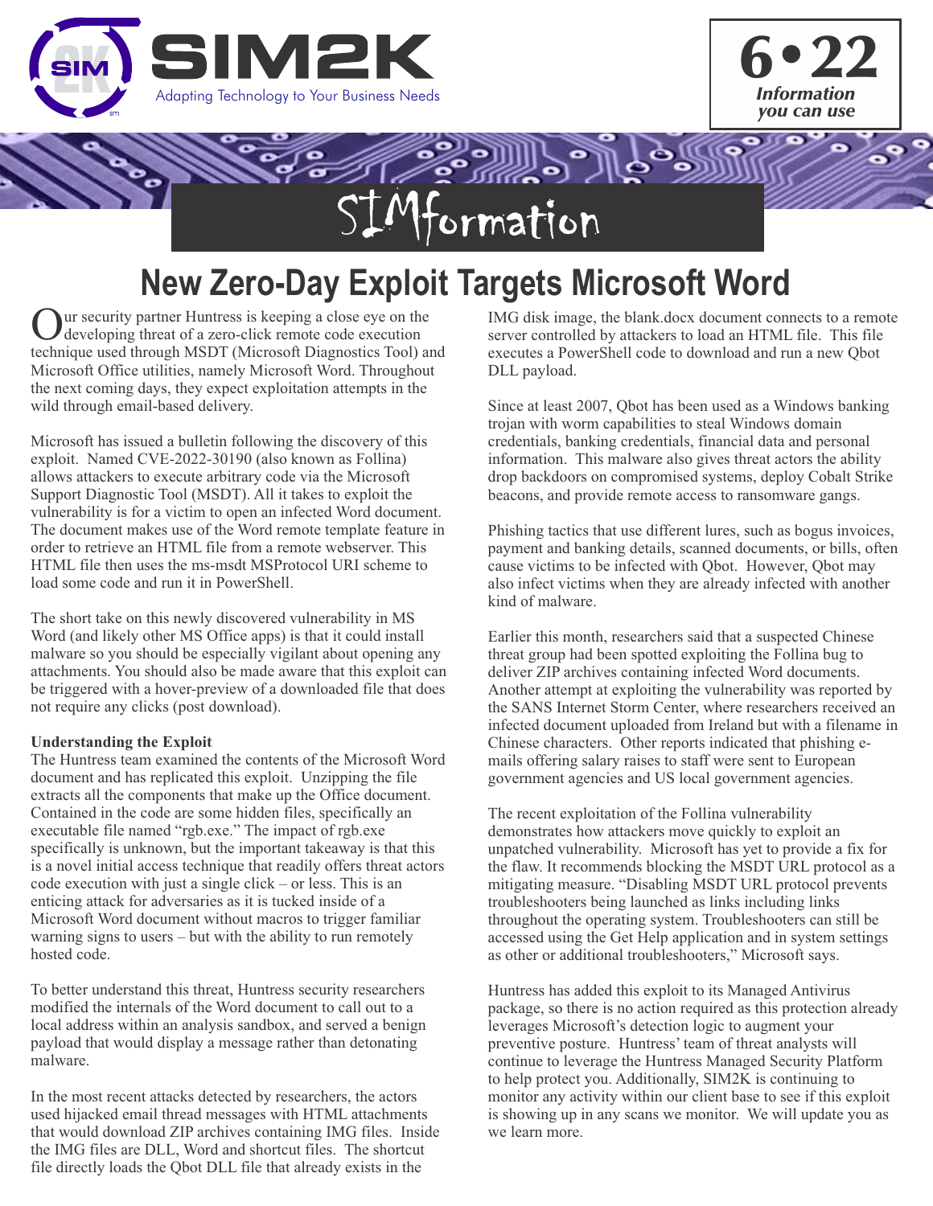SIM2K

Adapting Technology to Your Business Needs

6•22
*Information you can use*

# SIMformation

## New Zero-Day Exploit Targets Microsoft Word

Our security partner Huntress is keeping a close eye on the developing threat of a zero-click remote code execution technique used through MSDT (Microsoft Diagnostics Tool) and Microsoft Office utilities, namely Microsoft Word. Throughout the next coming days, they expect exploitation attempts in the wild through email-based delivery.

Microsoft has issued a bulletin following the discovery of this exploit. Named CVE-2022-30190 (also known as Follina) allows attackers to execute arbitrary code via the Microsoft Support Diagnostic Tool (MSDT). All it takes to exploit the vulnerability is for a victim to open an infected Word document. The document makes use of the Word remote template feature in order to retrieve an HTML file from a remote webserver. This HTML file then uses the ms-msdt MSProtocol URI scheme to load some code and run it in PowerShell.

The short take on this newly discovered vulnerability in MS Word (and likely other MS Office apps) is that it could install malware so you should be especially vigilant about opening any attachments. You should also be made aware that this exploit can be triggered with a hover-preview of a downloaded file that does not require any clicks (post download).

**Understanding the Exploit**

The Huntress team examined the contents of the Microsoft Word document and has replicated this exploit. Unzipping the file extracts all the components that make up the Office document. Contained in the code are some hidden files, specifically an executable file named "rgb.exe." The impact of rgb.exe specifically is unknown, but the important takeaway is that this is a novel initial access technique that readily offers threat actors code execution with just a single click – or less. This is an enticing attack for adversaries as it is tucked inside of a Microsoft Word document without macros to trigger familiar warning signs to users – but with the ability to run remotely hosted code.

To better understand this threat, Huntress security researchers modified the internals of the Word document to call out to a local address within an analysis sandbox, and served a benign payload that would display a message rather than detonating malware.

In the most recent attacks detected by researchers, the actors used hijacked email thread messages with HTML attachments that would download ZIP archives containing IMG files. Inside the IMG files are DLL, Word and shortcut files. The shortcut file directly loads the Qbot DLL file that already exists in the IMG disk image, the blank.docx document connects to a remote server controlled by attackers to load an HTML file. This file executes a PowerShell code to download and run a new Qbot DLL payload.

Since at least 2007, Qbot has been used as a Windows banking trojan with worm capabilities to steal Windows domain credentials, banking credentials, financial data and personal information. This malware also gives threat actors the ability drop backdoors on compromised systems, deploy Cobalt Strike beacons, and provide remote access to ransomware gangs.

Phishing tactics that use different lures, such as bogus invoices, payment and banking details, scanned documents, or bills, often cause victims to be infected with Qbot. However, Qbot may also infect victims when they are already infected with another kind of malware.

Earlier this month, researchers said that a suspected Chinese threat group had been spotted exploiting the Follina bug to deliver ZIP archives containing infected Word documents. Another attempt at exploiting the vulnerability was reported by the SANS Internet Storm Center, where researchers received an infected document uploaded from Ireland but with a filename in Chinese characters. Other reports indicated that phishing e-mails offering salary raises to staff were sent to European government agencies and US local government agencies.

The recent exploitation of the Follina vulnerability demonstrates how attackers move quickly to exploit an unpatched vulnerability. Microsoft has yet to provide a fix for the flaw. It recommends blocking the MSDT URL protocol as a mitigating measure. "Disabling MSDT URL protocol prevents troubleshooters being launched as links including links throughout the operating system. Troubleshooters can still be accessed using the Get Help application and in system settings as other or additional troubleshooters," Microsoft says.

Huntress has added this exploit to its Managed Antivirus package, so there is no action required as this protection already leverages Microsoft's detection logic to augment your preventive posture. Huntress' team of threat analysts will continue to leverage the Huntress Managed Security Platform to help protect you. Additionally, SIM2K is continuing to monitor any activity within our client base to see if this exploit is showing up in any scans we monitor. We will update you as we learn more.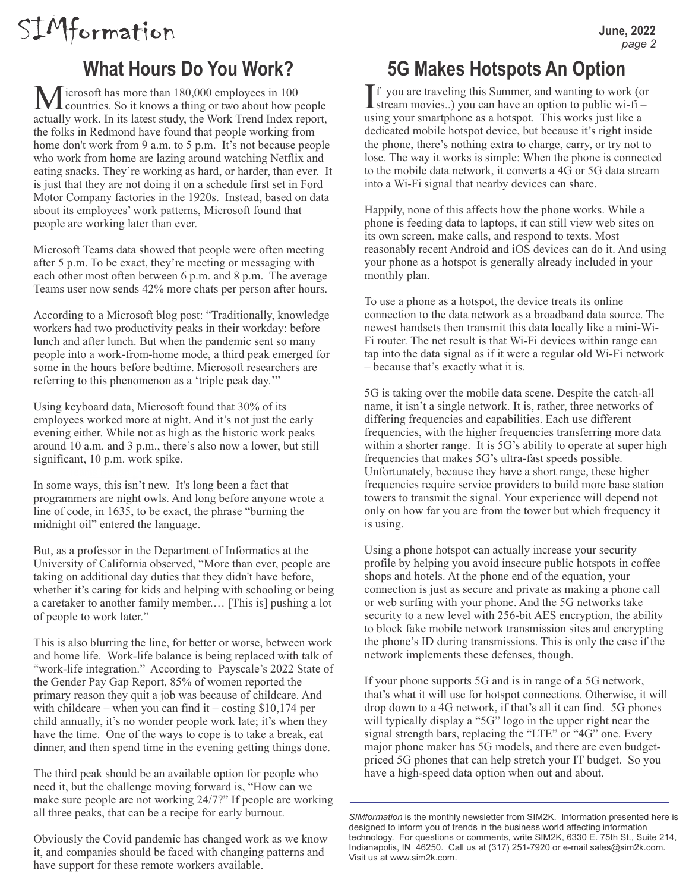## What Hours Do You Work?

Microsoft has more than 180,000 employees in 100 countries. So it knows a thing or two about how people actually work. In its latest study, the Work Trend Index report, the folks in Redmond have found that people working from home don't work from 9 a.m. to 5 p.m. It's not because people who work from home are lazing around watching Netflix and eating snacks. They're working as hard, or harder, than ever. It is just that they are not doing it on a schedule first set in Ford Motor Company factories in the 1920s. Instead, based on data about its employees' work patterns, Microsoft found that people are working later than ever.

Microsoft Teams data showed that people were often meeting after 5 p.m. To be exact, they're meeting or messaging with each other most often between 6 p.m. and 8 p.m. The average Teams user now sends 42% more chats per person after hours.

According to a Microsoft blog post: "Traditionally, knowledge workers had two productivity peaks in their workday: before lunch and after lunch. But when the pandemic sent so many people into a work-from-home mode, a third peak emerged for some in the hours before bedtime. Microsoft researchers are referring to this phenomenon as a 'triple peak day.'"

Using keyboard data, Microsoft found that 30% of its employees worked more at night. And it's not just the early evening either. While not as high as the historic work peaks around 10 a.m. and 3 p.m., there's also now a lower, but still significant, 10 p.m. work spike.

In some ways, this isn't new. It's long been a fact that programmers are night owls. And long before anyone wrote a line of code, in 1635, to be exact, the phrase "burning the midnight oil" entered the language.

But, as a professor in the Department of Informatics at the University of California observed, "More than ever, people are taking on additional day duties that they didn't have before, whether it's caring for kids and helping with schooling or being a caretaker to another family member.… [This is] pushing a lot of people to work later."

This is also blurring the line, for better or worse, between work and home life. Work-life balance is being replaced with talk of "work-life integration." According to Payscale's 2022 State of the Gender Pay Gap Report, 85% of women reported the primary reason they quit a job was because of childcare. And with childcare – when you can find it – costing $10,174 per child annually, it's no wonder people work late; it's when they have the time. One of the ways to cope is to take a break, eat dinner, and then spend time in the evening getting things done.

The third peak should be an available option for people who need it, but the challenge moving forward is, "How can we make sure people are not working 24/7?" If people are working all three peaks, that can be a recipe for early burnout.

Obviously the Covid pandemic has changed work as we know it, and companies should be faced with changing patterns and have support for these remote workers available.

## 5G Makes Hotspots An Option

If you are traveling this Summer, and wanting to work (or stream movies..) you can have an option to public wi-fi – using your smartphone as a hotspot. This works just like a dedicated mobile hotspot device, but because it's right inside the phone, there's nothing extra to charge, carry, or try not to lose. The way it works is simple: When the phone is connected to the mobile data network, it converts a 4G or 5G data stream into a Wi-Fi signal that nearby devices can share.

Happily, none of this affects how the phone works. While a phone is feeding data to laptops, it can still view web sites on its own screen, make calls, and respond to texts. Most reasonably recent Android and iOS devices can do it. And using your phone as a hotspot is generally already included in your monthly plan.

To use a phone as a hotspot, the device treats its online connection to the data network as a broadband data source. The newest handsets then transmit this data locally like a mini-Wi-Fi router. The net result is that Wi-Fi devices within range can tap into the data signal as if it were a regular old Wi-Fi network – because that's exactly what it is.

5G is taking over the mobile data scene. Despite the catch-all name, it isn't a single network. It is, rather, three networks of differing frequencies and capabilities. Each use different frequencies, with the higher frequencies transferring more data within a shorter range. It is 5G's ability to operate at super high frequencies that makes 5G's ultra-fast speeds possible. Unfortunately, because they have a short range, these higher frequencies require service providers to build more base station towers to transmit the signal. Your experience will depend not only on how far you are from the tower but which frequency it is using.

Using a phone hotspot can actually increase your security profile by helping you avoid insecure public hotspots in coffee shops and hotels. At the phone end of the equation, your connection is just as secure and private as making a phone call or web surfing with your phone. And the 5G networks take security to a new level with 256-bit AES encryption, the ability to block fake mobile network transmission sites and encrypting the phone's ID during transmissions. This is only the case if the network implements these defenses, though.

If your phone supports 5G and is in range of a 5G network, that's what it will use for hotspot connections. Otherwise, it will drop down to a 4G network, if that's all it can find. 5G phones will typically display a "5G" logo in the upper right near the signal strength bars, replacing the "LTE" or "4G" one. Every major phone maker has 5G models, and there are even budget-priced 5G phones that can help stretch your IT budget. So you have a high-speed data option when out and about.

---

*SIMformation* is the monthly newsletter from SIM2K. Information presented here is designed to inform you of trends in the business world affecting information technology. For questions or comments, write SIM2K, 6330 E. 75th St., Suite 214, Indianapolis, IN 46250. Call us at (317) 251-7920 or e-mail sales@sim2k.com. Visit us at www.sim2k.com.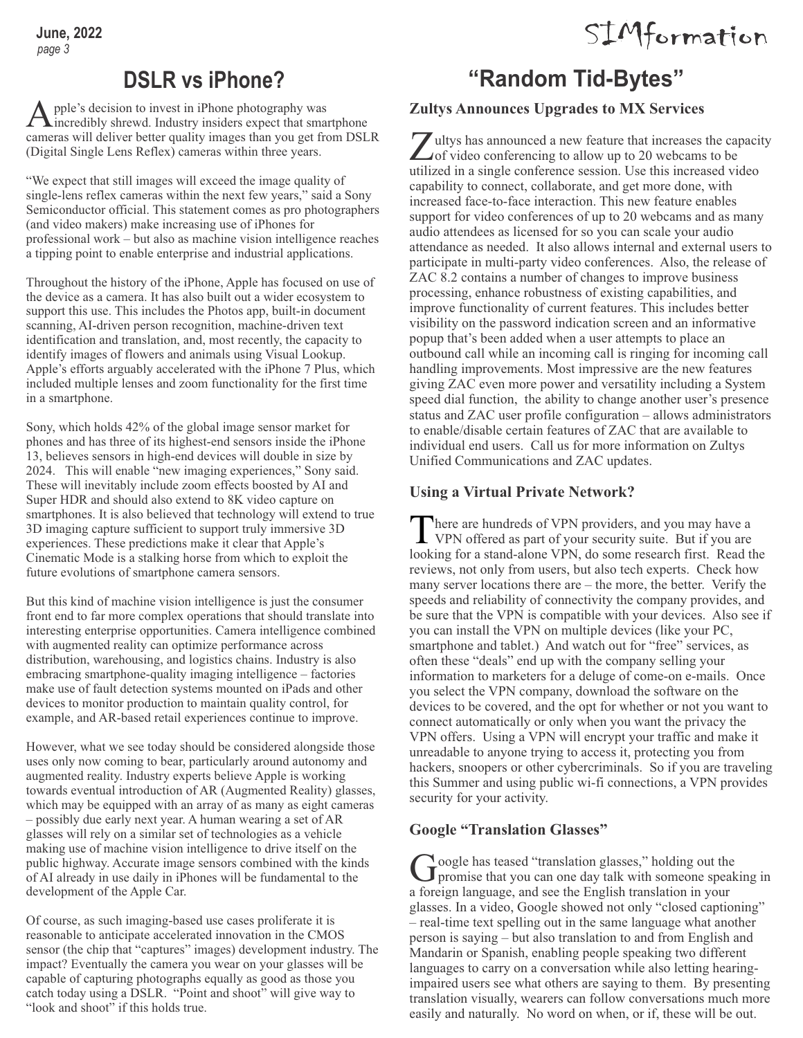# DSLR vs iPhone?

Apple's decision to invest in iPhone photography was incredibly shrewd. Industry insiders expect that smartphone cameras will deliver better quality images than you get from DSLR (Digital Single Lens Reflex) cameras within three years.

"We expect that still images will exceed the image quality of single-lens reflex cameras within the next few years," said a Sony Semiconductor official. This statement comes as pro photographers (and video makers) make increasing use of iPhones for professional work – but also as machine vision intelligence reaches a tipping point to enable enterprise and industrial applications.

Throughout the history of the iPhone, Apple has focused on use of the device as a camera. It has also built out a wider ecosystem to support this use. This includes the Photos app, built-in document scanning, AI-driven person recognition, machine-driven text identification and translation, and, most recently, the capacity to identify images of flowers and animals using Visual Lookup. Apple's efforts arguably accelerated with the iPhone 7 Plus, which included multiple lenses and zoom functionality for the first time in a smartphone.

Sony, which holds 42% of the global image sensor market for phones and has three of its highest-end sensors inside the iPhone 13, believes sensors in high-end devices will double in size by 2024. This will enable "new imaging experiences," Sony said. These will inevitably include zoom effects boosted by AI and Super HDR and should also extend to 8K video capture on smartphones. It is also believed that technology will extend to true 3D imaging capture sufficient to support truly immersive 3D experiences. These predictions make it clear that Apple's Cinematic Mode is a stalking horse from which to exploit the future evolutions of smartphone camera sensors.

But this kind of machine vision intelligence is just the consumer front end to far more complex operations that should translate into interesting enterprise opportunities. Camera intelligence combined with augmented reality can optimize performance across distribution, warehousing, and logistics chains. Industry is also embracing smartphone-quality imaging intelligence – factories make use of fault detection systems mounted on iPads and other devices to monitor production to maintain quality control, for example, and AR-based retail experiences continue to improve.

However, what we see today should be considered alongside those uses only now coming to bear, particularly around autonomy and augmented reality. Industry experts believe Apple is working towards eventual introduction of AR (Augmented Reality) glasses, which may be equipped with an array of as many as eight cameras – possibly due early next year. A human wearing a set of AR glasses will rely on a similar set of technologies as a vehicle making use of machine vision intelligence to drive itself on the public highway. Accurate image sensors combined with the kinds of AI already in use daily in iPhones will be fundamental to the development of the Apple Car.

Of course, as such imaging-based use cases proliferate it is reasonable to anticipate accelerated innovation in the CMOS sensor (the chip that "captures" images) development industry. The impact? Eventually the camera you wear on your glasses will be capable of capturing photographs equally as good as those you catch today using a DSLR. "Point and shoot" will give way to "look and shoot" if this holds true.

# "Random Tid-Bytes"

## Zultys Announces Upgrades to MX Services

Zultys has announced a new feature that increases the capacity of video conferencing to allow up to 20 webcams to be utilized in a single conference session. Use this increased video capability to connect, collaborate, and get more done, with increased face-to-face interaction. This new feature enables support for video conferences of up to 20 webcams and as many audio attendees as licensed for so you can scale your audio attendance as needed. It also allows internal and external users to participate in multi-party video conferences. Also, the release of ZAC 8.2 contains a number of changes to improve business processing, enhance robustness of existing capabilities, and improve functionality of current features. This includes better visibility on the password indication screen and an informative popup that's been added when a user attempts to place an outbound call while an incoming call is ringing for incoming call handling improvements. Most impressive are the new features giving ZAC even more power and versatility including a System speed dial function, the ability to change another user's presence status and ZAC user profile configuration – allows administrators to enable/disable certain features of ZAC that are available to individual end users. Call us for more information on Zultys Unified Communications and ZAC updates.

## Using a Virtual Private Network?

There are hundreds of VPN providers, and you may have a VPN offered as part of your security suite. But if you are looking for a stand-alone VPN, do some research first. Read the reviews, not only from users, but also tech experts. Check how many server locations there are – the more, the better. Verify the speeds and reliability of connectivity the company provides, and be sure that the VPN is compatible with your devices. Also see if you can install the VPN on multiple devices (like your PC, smartphone and tablet.) And watch out for "free" services, as often these "deals" end up with the company selling your information to marketers for a deluge of come-on e-mails. Once you select the VPN company, download the software on the devices to be covered, and the opt for whether or not you want to connect automatically or only when you want the privacy the VPN offers. Using a VPN will encrypt your traffic and make it unreadable to anyone trying to access it, protecting you from hackers, snoopers or other cybercriminals. So if you are traveling this Summer and using public wi-fi connections, a VPN provides security for your activity.

## Google "Translation Glasses"

Google has teased "translation glasses," holding out the promise that you can one day talk with someone speaking in a foreign language, and see the English translation in your glasses. In a video, Google showed not only "closed captioning" – real-time text spelling out in the same language what another person is saying – but also translation to and from English and Mandarin or Spanish, enabling people speaking two different languages to carry on a conversation while also letting hearing-impaired users see what others are saying to them. By presenting translation visually, wearers can follow conversations much more easily and naturally. No word on when, or if, these will be out.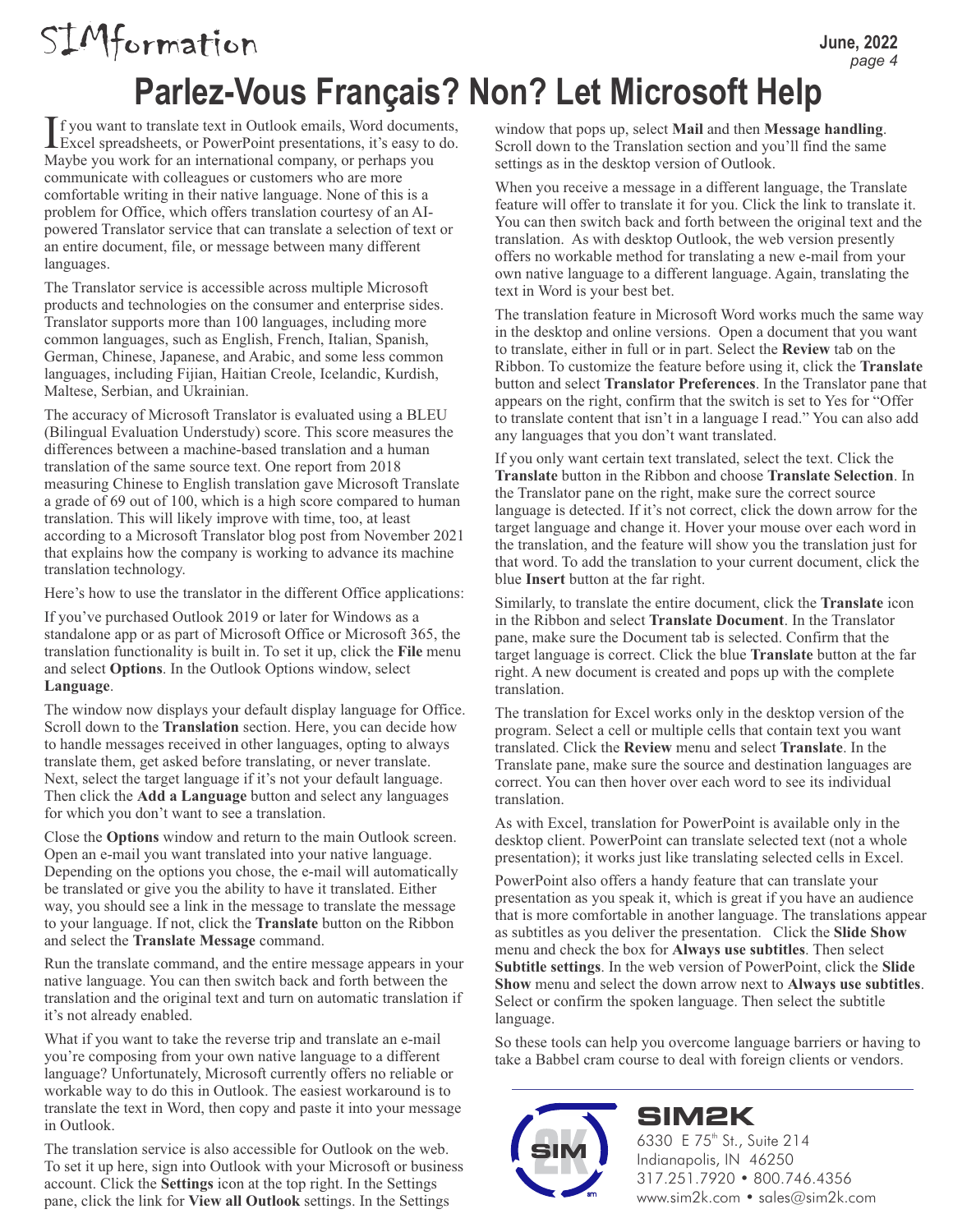# Parlez-Vous Français? Non? Let Microsoft Help

If you want to translate text in Outlook emails, Word documents, Excel spreadsheets, or PowerPoint presentations, it's easy to do. Maybe you work for an international company, or perhaps you communicate with colleagues or customers who are more comfortable writing in their native language. None of this is a problem for Office, which offers translation courtesy of an AI-powered Translator service that can translate a selection of text or an entire document, file, or message between many different languages.

The Translator service is accessible across multiple Microsoft products and technologies on the consumer and enterprise sides. Translator supports more than 100 languages, including more common languages, such as English, French, Italian, Spanish, German, Chinese, Japanese, and Arabic, and some less common languages, including Fijian, Haitian Creole, Icelandic, Kurdish, Maltese, Serbian, and Ukrainian.

The accuracy of Microsoft Translator is evaluated using a BLEU (Bilingual Evaluation Understudy) score. This score measures the differences between a machine-based translation and a human translation of the same source text. One report from 2018 measuring Chinese to English translation gave Microsoft Translate a grade of 69 out of 100, which is a high score compared to human translation. This will likely improve with time, too, at least according to a Microsoft Translator blog post from November 2021 that explains how the company is working to advance its machine translation technology.

Here's how to use the translator in the different Office applications:

If you've purchased Outlook 2019 or later for Windows as a standalone app or as part of Microsoft Office or Microsoft 365, the translation functionality is built in. To set it up, click the **File** menu and select **Options**. In the Outlook Options window, select **Language**.

The window now displays your default display language for Office. Scroll down to the **Translation** section. Here, you can decide how to handle messages received in other languages, opting to always translate them, get asked before translating, or never translate. Next, select the target language if it's not your default language. Then click the **Add a Language** button and select any languages for which you don't want to see a translation.

Close the **Options** window and return to the main Outlook screen. Open an e-mail you want translated into your native language. Depending on the options you chose, the e-mail will automatically be translated or give you the ability to have it translated. Either way, you should see a link in the message to translate the message to your language. If not, click the **Translate** button on the Ribbon and select the **Translate Message** command.

Run the translate command, and the entire message appears in your native language. You can then switch back and forth between the translation and the original text and turn on automatic translation if it's not already enabled.

What if you want to take the reverse trip and translate an e-mail you're composing from your own native language to a different language? Unfortunately, Microsoft currently offers no reliable or workable way to do this in Outlook. The easiest workaround is to translate the text in Word, then copy and paste it into your message in Outlook.

The translation service is also accessible for Outlook on the web. To set it up here, sign into Outlook with your Microsoft or business account. Click the **Settings** icon at the top right. In the Settings pane, click the link for **View all Outlook** settings. In the Settings window that pops up, select **Mail** and then **Message handling**. Scroll down to the Translation section and you'll find the same settings as in the desktop version of Outlook.

When you receive a message in a different language, the Translate feature will offer to translate it for you. Click the link to translate it. You can then switch back and forth between the original text and the translation. As with desktop Outlook, the web version presently offers no workable method for translating a new e-mail from your own native language to a different language. Again, translating the text in Word is your best bet.

The translation feature in Microsoft Word works much the same way in the desktop and online versions. Open a document that you want to translate, either in full or in part. Select the **Review** tab on the Ribbon. To customize the feature before using it, click the **Translate** button and select **Translator Preferences**. In the Translator pane that appears on the right, confirm that the switch is set to Yes for "Offer to translate content that isn't in a language I read." You can also add any languages that you don't want translated.

If you only want certain text translated, select the text. Click the **Translate** button in the Ribbon and choose **Translate Selection**. In the Translator pane on the right, make sure the correct source language is detected. If it's not correct, click the down arrow for the target language and change it. Hover your mouse over each word in the translation, and the feature will show you the translation just for that word. To add the translation to your current document, click the blue **Insert** button at the far right.

Similarly, to translate the entire document, click the **Translate** icon in the Ribbon and select **Translate Document**. In the Translator pane, make sure the Document tab is selected. Confirm that the target language is correct. Click the blue **Translate** button at the far right. A new document is created and pops up with the complete translation.

The translation for Excel works only in the desktop version of the program. Select a cell or multiple cells that contain text you want translated. Click the **Review** menu and select **Translate**. In the Translate pane, make sure the source and destination languages are correct. You can then hover over each word to see its individual translation.

As with Excel, translation for PowerPoint is available only in the desktop client. PowerPoint can translate selected text (not a whole presentation); it works just like translating selected cells in Excel.

PowerPoint also offers a handy feature that can translate your presentation as you speak it, which is great if you have an audience that is more comfortable in another language. The translations appear as subtitles as you deliver the presentation. Click the **Slide Show** menu and check the box for **Always use subtitles**. Then select **Subtitle settings**. In the web version of PowerPoint, click the **Slide Show** menu and select the down arrow next to **Always use subtitles**. Select or confirm the spoken language. Then select the subtitle language.

So these tools can help you overcome language barriers or having to take a Babbel cram course to deal with foreign clients or vendors.

**SIM2K**
6330 E 75th St., Suite 214
Indianapolis, IN 46250
317.251.7920 • 800.746.4356
www.sim2k.com • sales@sim2k.com